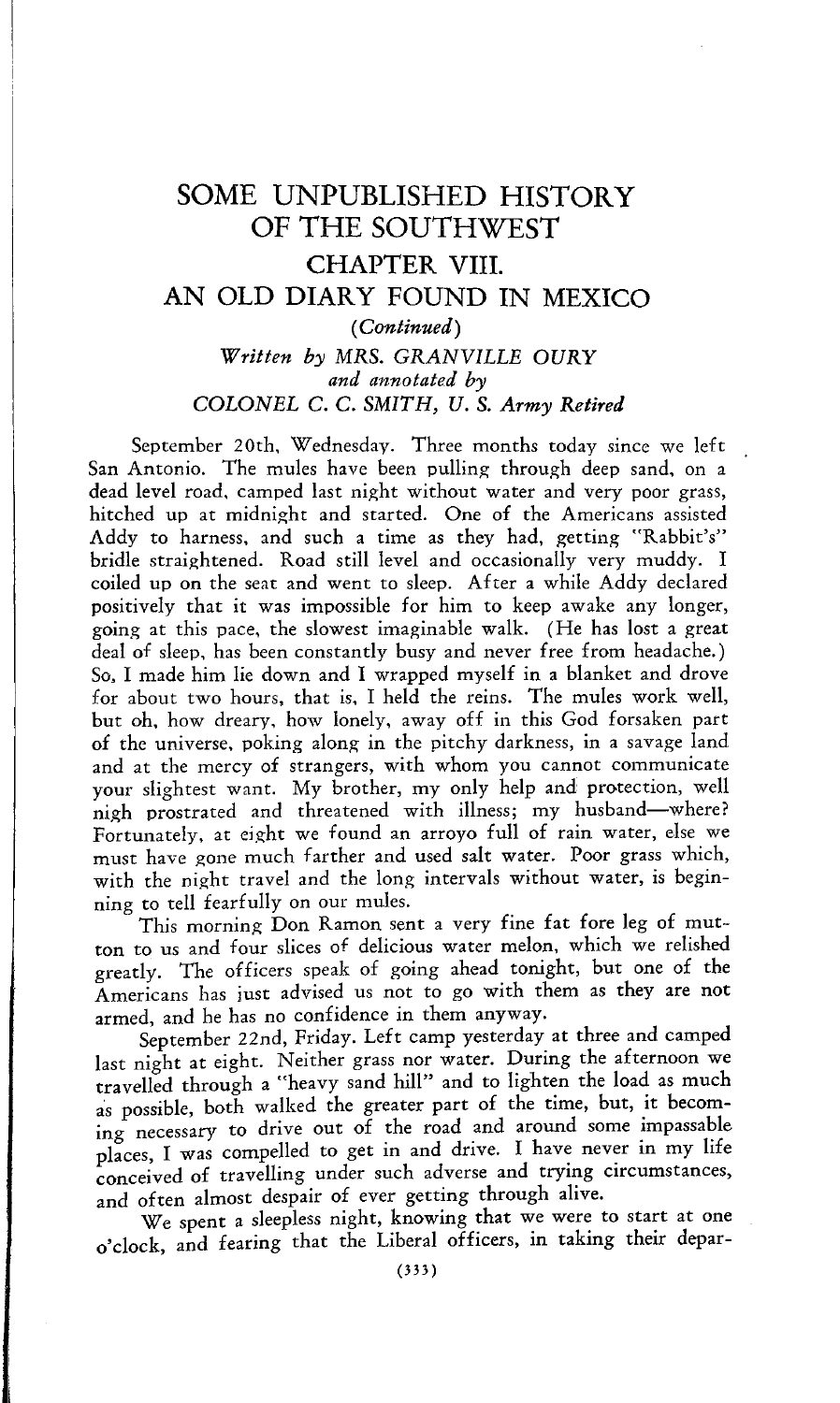# SOME UNPUBLISHED HISTORY OF THE SOUTHWEST

## CHAPTER VIII.

## AN OLD DIARY FOUND IN MEXICO

*(Continued)*

*Written by MRS. GRANVILLE OURY*
*and annotated by*
*COLONEL C. C. SMITH, U. S. Army Retired*

September 20th, Wednesday. Three months today since we left San Antonio. The mules have been pulling through deep sand, on a dead level road, camped last night without water and very poor grass, hitched up at midnight and started. One of the Americans assisted Addy to harness, and such a time as they had, getting "Rabbit's" bridle straightened. Road still level and occasionally very muddy. I coiled up on the seat and went to sleep. After a while Addy declared positively that it was impossible for him to keep awake any longer, going at this pace, the slowest imaginable walk. (He has lost a great deal of sleep, has been constantly busy and never free from headache.) So, I made him lie down and I wrapped myself in a blanket and drove for about two hours, that is, I held the reins. The mules work well, but oh, how dreary, how lonely, away off in this God forsaken part of the universe, poking along in the pitchy darkness, in a savage land and at the mercy of strangers, with whom you cannot communicate your slightest want. My brother, my only help and protection, well nigh prostrated and threatened with illness; my husband—where? Fortunately, at eight we found an arroyo full of rain water, else we must have gone much farther and used salt water. Poor grass which, with the night travel and the long intervals without water, is beginning to tell fearfully on our mules.

This morning Don Ramon sent a very fine fat fore leg of mutton to us and four slices of delicious water melon, which we relished greatly. The officers speak of going ahead tonight, but one of the Americans has just advised us not to go with them as they are not armed, and he has no confidence in them anyway.

September 22nd, Friday. Left camp yesterday at three and camped last night at eight. Neither grass nor water. During the afternoon we travelled through a "heavy sand hill" and to lighten the load as much as possible, both walked the greater part of the time, but, it becoming necessary to drive out of the road and around some impassable places, I was compelled to get in and drive. I have never in my life conceived of travelling under such adverse and trying circumstances, and often almost despair of ever getting through alive.

We spent a sleepless night, knowing that we were to start at one o'clock, and fearing that the Liberal officers, in taking their depar-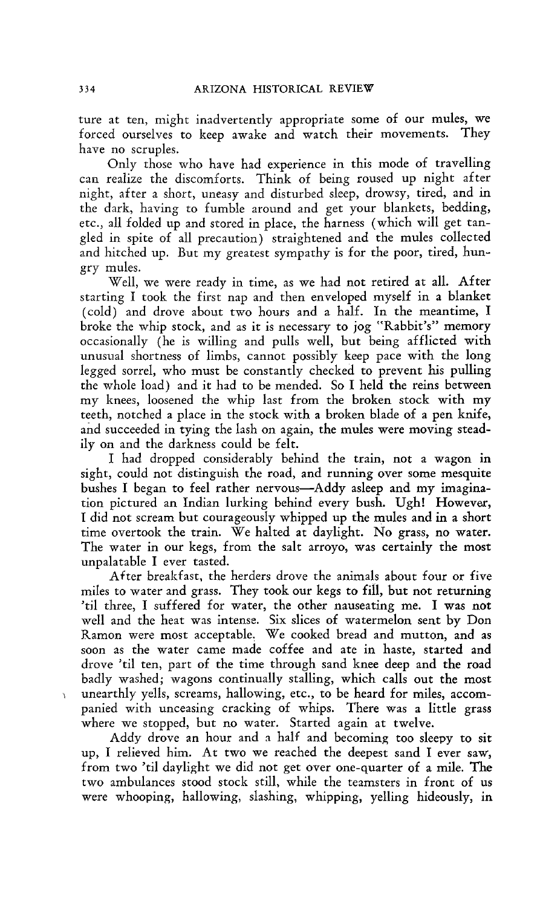ture at ten, might inadvertently appropriate some of our mules, we forced ourselves to keep awake and watch their movements. They have no scruples.

Only those who have had experience in this mode of travelling can realize the discomforts. Think of being roused up night after night, after a short, uneasy and disturbed sleep, drowsy, tired, and in the dark, having to fumble around and get your blankets, bedding, etc., all folded up and stored in place, the harness (which will get tangled in spite of all precaution) straightened and the mules collected and hitched up. But my greatest sympathy is for the poor, tired, hungry mules.

Well, we were ready in time, as we had not retired at all. After starting I took the first nap and then enveloped myself in a blanket (cold) and drove about two hours and a half. In the meantime, I broke the whip stock, and as it is necessary to jog "Rabbit's" memory occasionally (he is willing and pulls well, but being afflicted with unusual shortness of limbs, cannot possibly keep pace with the long legged sorrel, who must be constantly checked to prevent his pulling the whole load) and it had to be mended. So I held the reins between my knees, loosened the whip last from the broken stock with my teeth, notched a place in the stock with a broken blade of a pen knife, and succeeded in tying the lash on again, the mules were moving steadily on and the darkness could be felt.

I had dropped considerably behind the train, not a wagon in sight, could not distinguish the road, and running over some mesquite bushes I began to feel rather nervous—Addy asleep and my imagination pictured an Indian lurking behind every bush. Ugh! However, I did not scream but courageously whipped up the mules and in a short time overtook the train. We halted at daylight. No grass, no water. The water in our kegs, from the salt arroyo, was certainly the most unpalatable I ever tasted.

After breakfast, the herders drove the animals about four or five miles to water and grass. They took our kegs to fill, but not returning 'til three, I suffered for water, the other nauseating me. I was not well and the heat was intense. Six slices of watermelon sent by Don Ramon were most acceptable. We cooked bread and mutton, and as soon as the water came made coffee and ate in haste, started and drove 'til ten, part of the time through sand knee deep and the road badly washed; wagons continually stalling, which calls out the most unearthly yells, screams, hallowing, etc., to be heard for miles, accompanied with unceasing cracking of whips. There was a little grass where we stopped, but no water. Started again at twelve.

Addy drove an hour and a half and becoming too sleepy to sit up, I relieved him. At two we reached the deepest sand I ever saw, from two 'til daylight we did not get over one-quarter of a mile. The two ambulances stood stock still, while the teamsters in front of us were whooping, hallowing, slashing, whipping, yelling hideously, in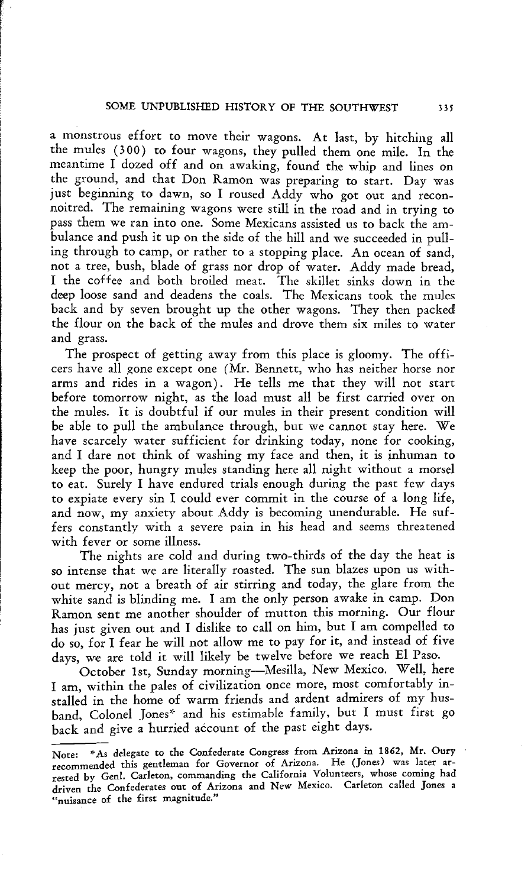a monstrous effort to move their wagons. At last, by hitching all the mules (300) to four wagons, they pulled them one mile. In the meantime I dozed off and on awaking, found the whip and lines on the ground, and that Don Ramon was preparing to start. Day was just beginning to dawn, so I roused Addy who got out and reconnoitred. The remaining wagons were still in the road and in trying to pass them we ran into one. Some Mexicans assisted us to back the ambulance and push it up on the side of the hill and we succeeded in pulling through to camp, or rather to a stopping place. An ocean of sand, not a tree, bush, blade of grass nor drop of water. Addy made bread, I the coffee and both broiled meat. The skillet sinks down in the deep loose sand and deadens the coals. The Mexicans took the mules back and by seven brought up the other wagons. They then packed the flour on the back of the mules and drove them six miles to water and grass.

The prospect of getting away from this place is gloomy. The officers have all gone except one (Mr. Bennett, who has neither horse nor arms and rides in a wagon). He tells me that they will not start before tomorrow night, as the load must all be first carried over on the mules. It is doubtful if our mules in their present condition will be able to pull the ambulance through, but we cannot stay here. We have scarcely water sufficient for drinking today, none for cooking, and I dare not think of washing my face and then, it is inhuman to keep the poor, hungry mules standing here all night without a morsel to eat. Surely I have endured trials enough during the past few days to expiate every sin I could ever commit in the course of a long life, and now, my anxiety about Addy is becoming unendurable. He suffers constantly with a severe pain in his head and seems threatened with fever or some illness.

The nights are cold and during two-thirds of the day the heat is so intense that we are literally roasted. The sun blazes upon us without mercy, not a breath of air stirring and today, the glare from the white sand is blinding me. I am the only person awake in camp. Don Ramon sent me another shoulder of mutton this morning. Our flour has just given out and I dislike to call on him, but I am compelled to do so, for I fear he will not allow me to pay for it, and instead of five days, we are told it will likely be twelve before we reach El Paso.

October 1st, Sunday morning—Mesilla, New Mexico. Well, here I am, within the pales of civilization once more, most comfortably installed in the home of warm friends and ardent admirers of my husband, Colonel Jones* and his estimable family, but I must first go back and give a hurried account of the past eight days.

---

Note: *As delegate to the Confederate Congress from Arizona in 1862, Mr. Oury recommended this gentleman for Governor of Arizona. He (Jones) was later arrested by Genl. Carleton, commanding the California Volunteers, whose coming had driven the Confederates out of Arizona and New Mexico. Carleton called Jones a "nuisance of the first magnitude."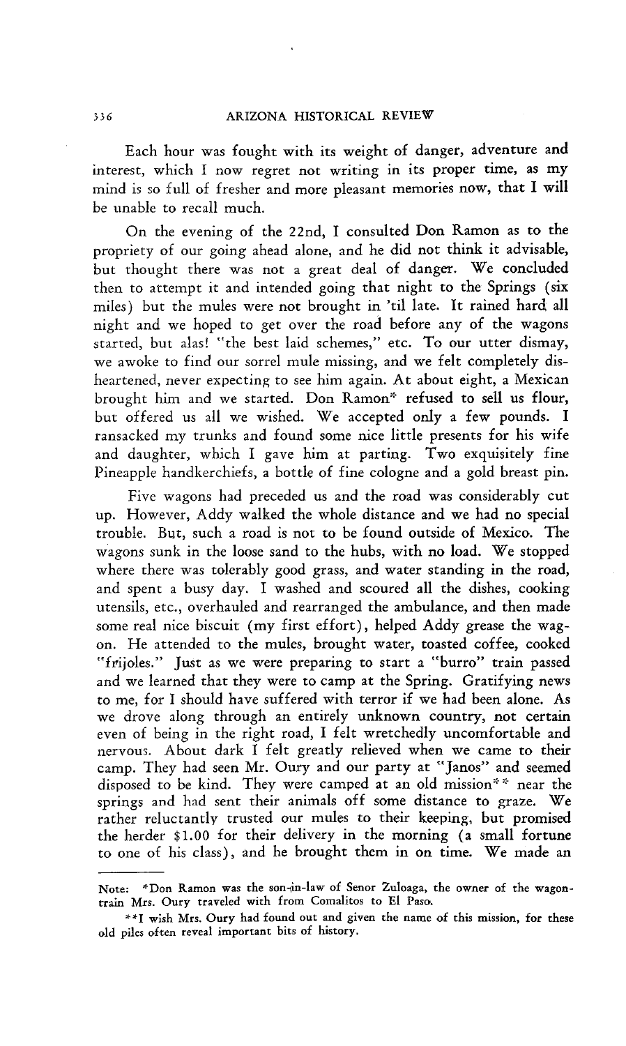Each hour was fought with its weight of danger, adventure and interest, which I now regret not writing in its proper time, as my mind is so full of fresher and more pleasant memories now, that I will be unable to recall much.

On the evening of the 22nd, I consulted Don Ramon as to the propriety of our going ahead alone, and he did not think it advisable, but thought there was not a great deal of danger. We concluded then to attempt it and intended going that night to the Springs (six miles) but the mules were not brought in 'til late. It rained hard all night and we hoped to get over the road before any of the wagons started, but alas! "the best laid schemes," etc. To our utter dismay, we awoke to find our sorrel mule missing, and we felt completely disheartened, never expecting to see him again. At about eight, a Mexican brought him and we started. Don Ramon* refused to sell us flour, but offered us all we wished. We accepted only a few pounds. I ransacked my trunks and found some nice little presents for his wife and daughter, which I gave him at parting. Two exquisitely fine Pineapple handkerchiefs, a bottle of fine cologne and a gold breast pin.

Five wagons had preceded us and the road was considerably cut up. However, Addy walked the whole distance and we had no special trouble. But, such a road is not to be found outside of Mexico. The wagons sunk in the loose sand to the hubs, with no load. We stopped where there was tolerably good grass, and water standing in the road, and spent a busy day. I washed and scoured all the dishes, cooking utensils, etc., overhauled and rearranged the ambulance, and then made some real nice biscuit (my first effort), helped Addy grease the wagon. He attended to the mules, brought water, toasted coffee, cooked "frijoles." Just as we were preparing to start a "burro" train passed and we learned that they were to camp at the Spring. Gratifying news to me, for I should have suffered with terror if we had been alone. As we drove along through an entirely unknown country, not certain even of being in the right road, I felt wretchedly uncomfortable and nervous. About dark I felt greatly relieved when we came to their camp. They had seen Mr. Oury and our party at "Janos" and seemed disposed to be kind. They were camped at an old mission** near the springs and had sent their animals off some distance to graze. We rather reluctantly trusted our mules to their keeping, but promised the herder $1.00 for their delivery in the morning (a small fortune to one of his class), and he brought them in on time. We made an

---

Note: *Don Ramon was the son-in-law of Senor Zuloaga, the owner of the wagon-train Mrs. Oury traveled with from Comalitos to El Paso.

**I wish Mrs. Oury had found out and given the name of this mission, for these old piles often reveal important bits of history.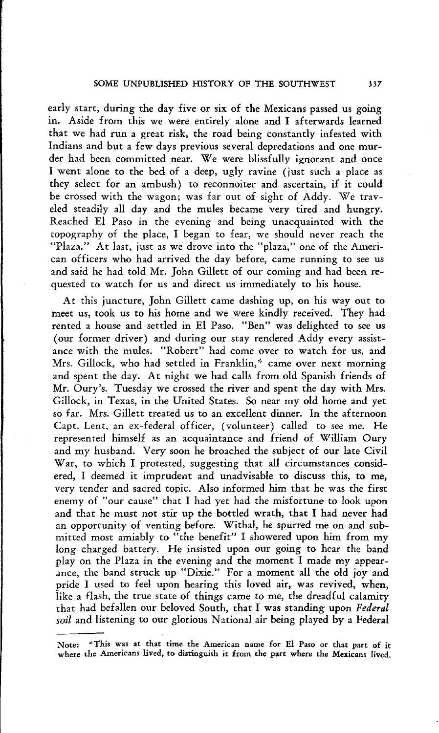early start, during the day five or six of the Mexicans passed us going in. Aside from this we were entirely alone and I afterwards learned that we had run a great risk, the road being constantly infested with Indians and but a few days previous several depredations and one murder had been committed near. We were blissfully ignorant and once I went alone to the bed of a deep, ugly ravine (just such a place as they select for an ambush) to reconnoiter and ascertain, if it could be crossed with the wagon; was far out of sight of Addy. We traveled steadily all day and the mules became very tired and hungry. Reached El Paso in the evening and being unacquainted with the topography of the place, I began to fear, we should never reach the "Plaza." At last, just as we drove into the "plaza," one of the American officers who had arrived the day before, came running to see us and said he had told Mr. John Gillett of our coming and had been requested to watch for us and direct us immediately to his house.

At this juncture, John Gillett came dashing up, on his way out to meet us, took us to his home and we were kindly received. They had rented a house and settled in El Paso. "Ben" was delighted to see us (our former driver) and during our stay rendered Addy every assistance with the mules. "Robert" had come over to watch for us, and Mrs. Gillock, who had settled in Franklin,* came over next morning and spent the day. At night we had calls from old Spanish friends of Mr. Oury's. Tuesday we crossed the river and spent the day with Mrs. Gillock, in Texas, in the United States. So near my old home and yet so far. Mrs. Gillett treated us to an excellent dinner. In the afternoon Capt. Lent, an ex-federal officer, (volunteer) called to see me. He represented himself as an acquaintance and friend of William Oury and my husband. Very soon he broached the subject of our late Civil War, to which I protested, suggesting that all circumstances considered, I deemed it imprudent and unadvisable to discuss this, to me, very tender and sacred topic. Also informed him that he was the first enemy of "our cause" that I had yet had the misfortune to look upon and that he must not stir up the bottled wrath, that I had never had an opportunity of venting before. Withal, he spurred me on and submitted most amiably to "the benefit" I showered upon him from my long charged battery. He insisted upon our going to hear the band play on the Plaza in the evening and the moment I made my appearance, the band struck up "Dixie." For a moment all the old joy and pride I used to feel upon hearing this loved air, was revived, when, like a flash, the true state of things came to me, the dreadful calamity that had befallen our beloved South, that I was standing upon *Federal soil* and listening to our glorious National air being played by a Federal

Note: *This was at that time the American name for El Paso or that part of it where the Americans lived, to distinguish it from the part where the Mexicans lived.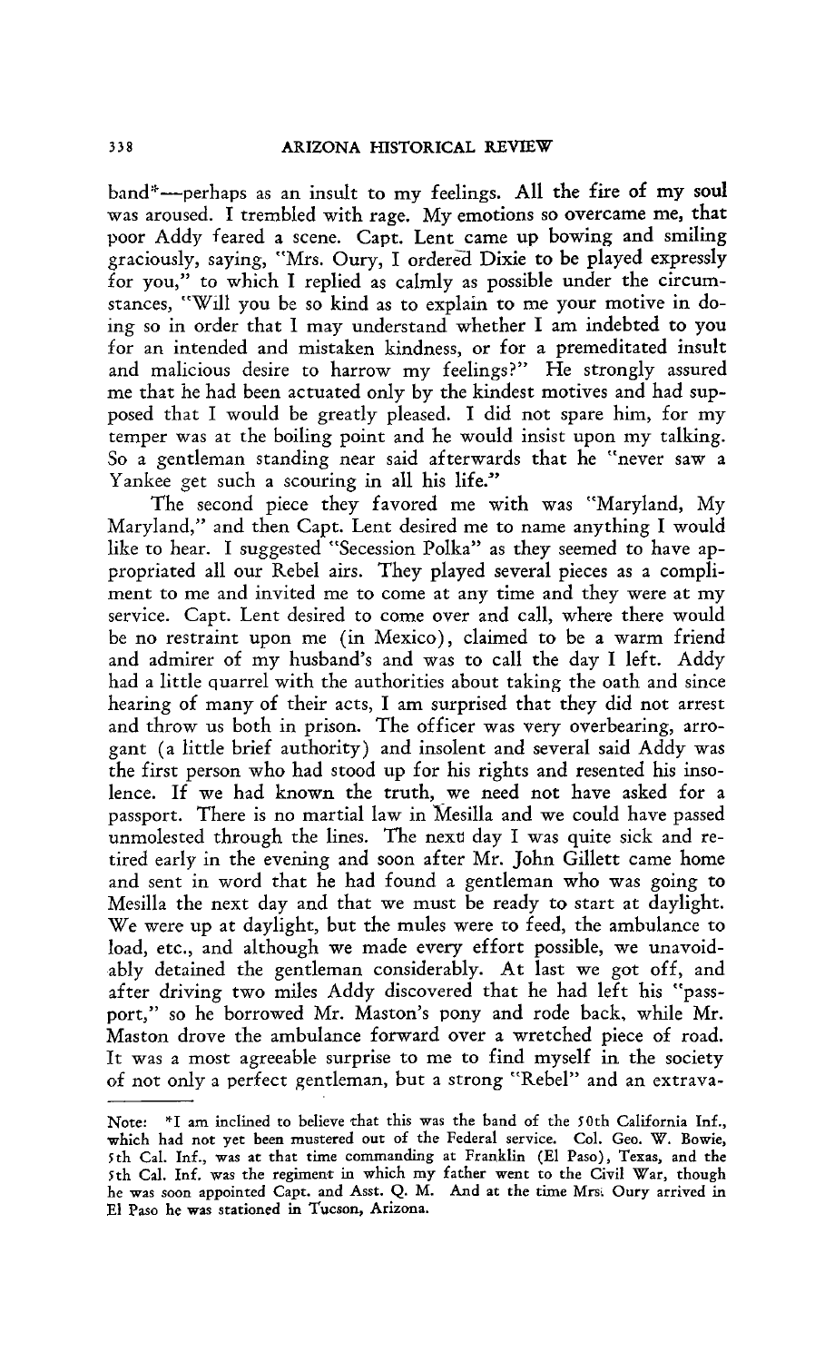band*—perhaps as an insult to my feelings. All the fire of my soul was aroused. I trembled with rage. My emotions so overcame me, that poor Addy feared a scene. Capt. Lent came up bowing and smiling graciously, saying, "Mrs. Oury, I ordered Dixie to be played expressly for you," to which I replied as calmly as possible under the circumstances, "Will you be so kind as to explain to me your motive in doing so in order that I may understand whether I am indebted to you for an intended and mistaken kindness, or for a premeditated insult and malicious desire to harrow my feelings?" He strongly assured me that he had been actuated only by the kindest motives and had supposed that I would be greatly pleased. I did not spare him, for my temper was at the boiling point and he would insist upon my talking. So a gentleman standing near said afterwards that he "never saw a Yankee get such a scouring in all his life."

The second piece they favored me with was "Maryland, My Maryland," and then Capt. Lent desired me to name anything I would like to hear. I suggested "Secession Polka" as they seemed to have appropriated all our Rebel airs. They played several pieces as a compliment to me and invited me to come at any time and they were at my service. Capt. Lent desired to come over and call, where there would be no restraint upon me (in Mexico), claimed to be a warm friend and admirer of my husband's and was to call the day I left. Addy had a little quarrel with the authorities about taking the oath and since hearing of many of their acts, I am surprised that they did not arrest and throw us both in prison. The officer was very overbearing, arrogant (a little brief authority) and insolent and several said Addy was the first person who had stood up for his rights and resented his insolence. If we had known the truth, we need not have asked for a passport. There is no martial law in Mesilla and we could have passed unmolested through the lines. The next day I was quite sick and retired early in the evening and soon after Mr. John Gillett came home and sent in word that he had found a gentleman who was going to Mesilla the next day and that we must be ready to start at daylight. We were up at daylight, but the mules were to feed, the ambulance to load, etc., and although we made every effort possible, we unavoidably detained the gentleman considerably. At last we got off, and after driving two miles Addy discovered that he had left his "passport," so he borrowed Mr. Maston's pony and rode back, while Mr. Maston drove the ambulance forward over a wretched piece of road. It was a most agreeable surprise to me to find myself in the society of not only a perfect gentleman, but a strong "Rebel" and an extrava-

---

Note: *I am inclined to believe that this was the band of the 50th California Inf., which had not yet been mustered out of the Federal service. Col. Geo. W. Bowie, 5th Cal. Inf., was at that time commanding at Franklin (El Paso), Texas, and the 5th Cal. Inf. was the regiment in which my father went to the Civil War, though he was soon appointed Capt. and Asst. Q. M. And at the time Mrs. Oury arrived in El Paso he was stationed in Tucson, Arizona.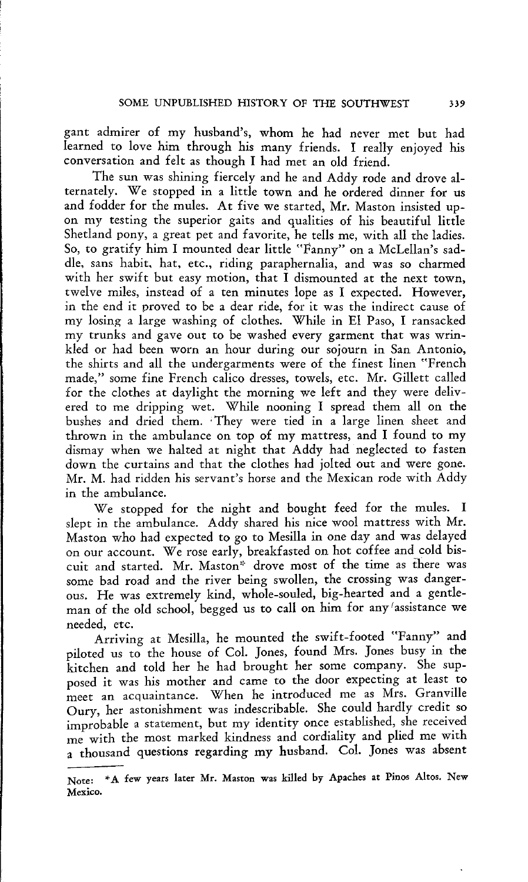gant admirer of my husband's, whom he had never met but had learned to love him through his many friends. I really enjoyed his conversation and felt as though I had met an old friend.

The sun was shining fiercely and he and Addy rode and drove alternately. We stopped in a little town and he ordered dinner for us and fodder for the mules. At five we started, Mr. Maston insisted upon my testing the superior gaits and qualities of his beautiful little Shetland pony, a great pet and favorite, he tells me, with all the ladies. So, to gratify him I mounted dear little "Fanny" on a McLellan's saddle, sans habit, hat, etc., riding paraphernalia, and was so charmed with her swift but easy motion, that I dismounted at the next town, twelve miles, instead of a ten minutes lope as I expected. However, in the end it proved to be a dear ride, for it was the indirect cause of my losing a large washing of clothes. While in El Paso, I ransacked my trunks and gave out to be washed every garment that was wrinkled or had been worn an hour during our sojourn in San Antonio, the shirts and all the undergarments were of the finest linen "French made," some fine French calico dresses, towels, etc. Mr. Gillett called for the clothes at daylight the morning we left and they were delivered to me dripping wet. While nooning I spread them all on the bushes and dried them. They were tied in a large linen sheet and thrown in the ambulance on top of my mattress, and I found to my dismay when we halted at night that Addy had neglected to fasten down the curtains and that the clothes had jolted out and were gone. Mr. M. had ridden his servant's horse and the Mexican rode with Addy in the ambulance.

We stopped for the night and bought feed for the mules. I slept in the ambulance. Addy shared his nice wool mattress with Mr. Maston who had expected to go to Mesilla in one day and was delayed on our account. We rose early, breakfasted on hot coffee and cold biscuit and started. Mr. Maston* drove most of the time as there was some bad road and the river being swollen, the crossing was dangerous. He was extremely kind, whole-souled, big-hearted and a gentleman of the old school, begged us to call on him for any assistance we needed, etc.

Arriving at Mesilla, he mounted the swift-footed "Fanny" and piloted us to the house of Col. Jones, found Mrs. Jones busy in the kitchen and told her he had brought her some company. She supposed it was his mother and came to the door expecting at least to meet an acquaintance. When he introduced me as Mrs. Granville Oury, her astonishment was indescribable. She could hardly credit so improbable a statement, but my identity once established, she received me with the most marked kindness and cordiality and plied me with a thousand questions regarding my husband. Col. Jones was absent

---

Note: *A few years later Mr. Maston was killed by Apaches at Pinos Altos. New Mexico.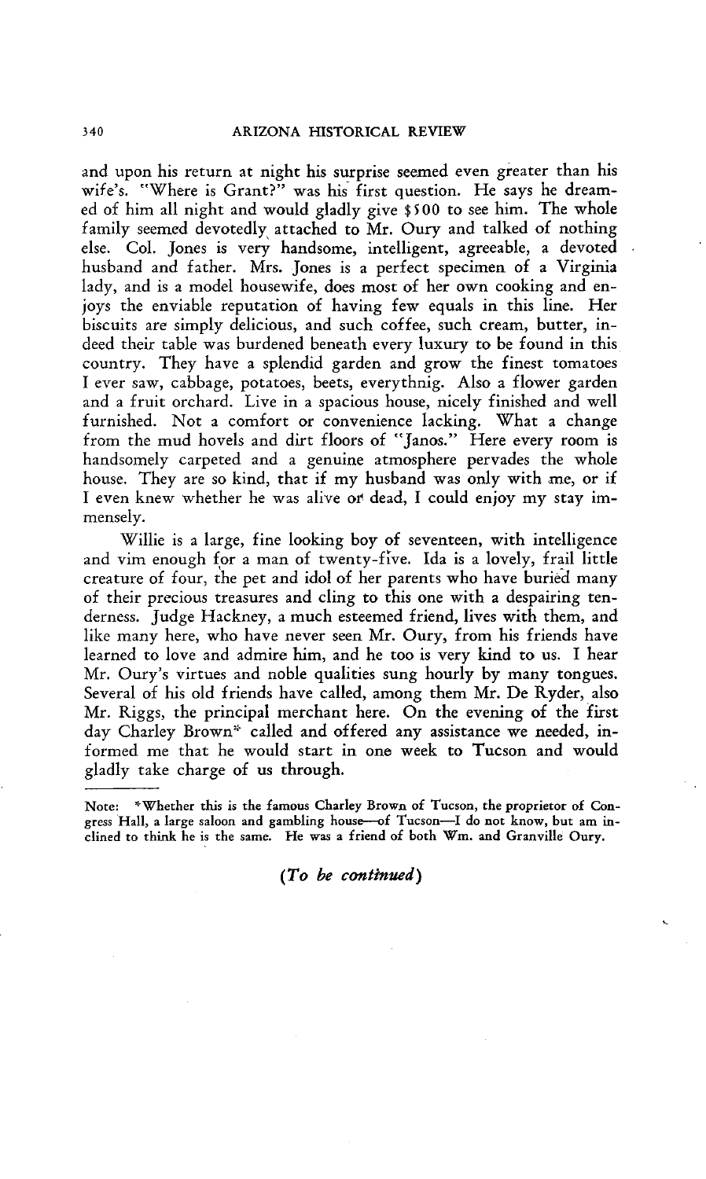and upon his return at night his surprise seemed even greater than his wife's. "Where is Grant?" was his first question. He says he dreamed of him all night and would gladly give $500 to see him. The whole family seemed devotedly attached to Mr. Oury and talked of nothing else. Col. Jones is very handsome, intelligent, agreeable, a devoted husband and father. Mrs. Jones is a perfect specimen of a Virginia lady, and is a model housewife, does most of her own cooking and enjoys the enviable reputation of having few equals in this line. Her biscuits are simply delicious, and such coffee, such cream, butter, indeed their table was burdened beneath every luxury to be found in this country. They have a splendid garden and grow the finest tomatoes I ever saw, cabbage, potatoes, beets, everythnig. Also a flower garden and a fruit orchard. Live in a spacious house, nicely finished and well furnished. Not a comfort or convenience lacking. What a change from the mud hovels and dirt floors of "Janos." Here every room is handsomely carpeted and a genuine atmosphere pervades the whole house. They are so kind, that if my husband was only with me, or if I even knew whether he was alive or dead, I could enjoy my stay immensely.

Willie is a large, fine looking boy of seventeen, with intelligence and vim enough for a man of twenty-five. Ida is a lovely, frail little creature of four, the pet and idol of her parents who have buried many of their precious treasures and cling to this one with a despairing tenderness. Judge Hackney, a much esteemed friend, lives with them, and like many here, who have never seen Mr. Oury, from his friends have learned to love and admire him, and he too is very kind to us. I hear Mr. Oury's virtues and noble qualities sung hourly by many tongues. Several of his old friends have called, among them Mr. De Ryder, also Mr. Riggs, the principal merchant here. On the evening of the first day Charley Brown* called and offered any assistance we needed, informed me that he would start in one week to Tucson and would gladly take charge of us through.

---

Note: *Whether this is the famous Charley Brown of Tucson, the proprietor of Congress Hall, a large saloon and gambling house—of Tucson—I do not know, but am inclined to think he is the same. He was a friend of both Wm. and Granville Oury.

*(To be continued)*